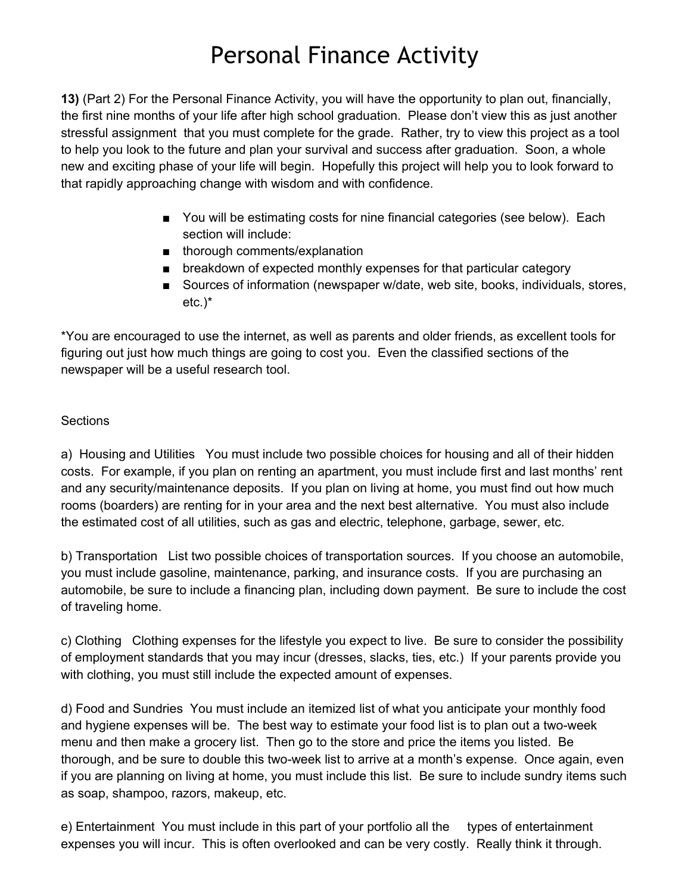# Personal Finance Activity

**13)** (Part 2) For the Personal Finance Activity, you will have the opportunity to plan out, financially, the first nine months of your life after high school graduation. Please don't view this as just another stressful assignment that you must complete for the grade. Rather, try to view this project as a tool to help you look to the future and plan your survival and success after graduation. Soon, a whole new and exciting phase of your life will begin. Hopefully this project will help you to look forward to that rapidly approaching change with wisdom and with confidence.

- You will be estimating costs for nine financial categories (see below). Each section will include:
- thorough comments/explanation
- breakdown of expected monthly expenses for that particular category
- Sources of information (newspaper w/date, web site, books, individuals, stores, etc.)*

*You are encouraged to use the internet, as well as parents and older friends, as excellent tools for figuring out just how much things are going to cost you. Even the classified sections of the newspaper will be a useful research tool.

Sections

a) Housing and Utilities You must include two possible choices for housing and all of their hidden costs. For example, if you plan on renting an apartment, you must include first and last months' rent and any security/maintenance deposits. If you plan on living at home, you must find out how much rooms (boarders) are renting for in your area and the next best alternative. You must also include the estimated cost of all utilities, such as gas and electric, telephone, garbage, sewer, etc.

b) Transportation List two possible choices of transportation sources. If you choose an automobile, you must include gasoline, maintenance, parking, and insurance costs. If you are purchasing an automobile, be sure to include a financing plan, including down payment. Be sure to include the cost of traveling home.

c) Clothing Clothing expenses for the lifestyle you expect to live. Be sure to consider the possibility of employment standards that you may incur (dresses, slacks, ties, etc.) If your parents provide you with clothing, you must still include the expected amount of expenses.

d) Food and Sundries You must include an itemized list of what you anticipate your monthly food and hygiene expenses will be. The best way to estimate your food list is to plan out a two-week menu and then make a grocery list. Then go to the store and price the items you listed. Be thorough, and be sure to double this two-week list to arrive at a month's expense. Once again, even if you are planning on living at home, you must include this list. Be sure to include sundry items such as soap, shampoo, razors, makeup, etc.

e) Entertainment You must include in this part of your portfolio all the types of entertainment expenses you will incur. This is often overlooked and can be very costly. Really think it through.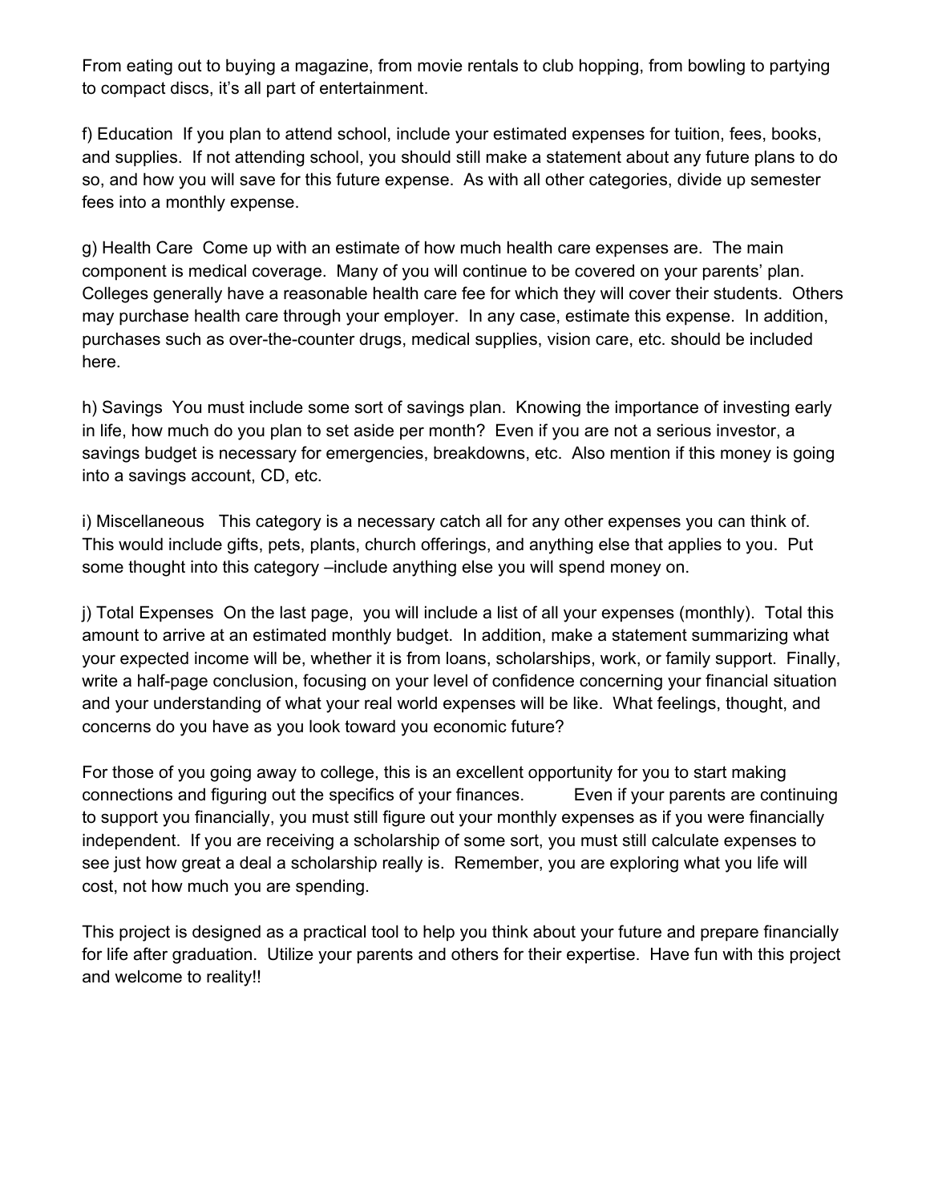From eating out to buying a magazine, from movie rentals to club hopping, from bowling to partying to compact discs, it's all part of entertainment.

f) Education  If you plan to attend school, include your estimated expenses for tuition, fees, books, and supplies.  If not attending school, you should still make a statement about any future plans to do so, and how you will save for this future expense.  As with all other categories, divide up semester fees into a monthly expense.

g) Health Care  Come up with an estimate of how much health care expenses are.  The main component is medical coverage.  Many of you will continue to be covered on your parents' plan.  Colleges generally have a reasonable health care fee for which they will cover their students.  Others may purchase health care through your employer.  In any case, estimate this expense.  In addition, purchases such as over-the-counter drugs, medical supplies, vision care, etc. should be included here.

h) Savings  You must include some sort of savings plan.  Knowing the importance of investing early in life, how much do you plan to set aside per month?  Even if you are not a serious investor, a savings budget is necessary for emergencies, breakdowns, etc.  Also mention if this money is going into a savings account, CD, etc.

i) Miscellaneous   This category is a necessary catch all for any other expenses you can think of.  This would include gifts, pets, plants, church offerings, and anything else that applies to you.  Put some thought into this category –include anything else you will spend money on.

j) Total Expenses  On the last page,  you will include a list of all your expenses (monthly).  Total this amount to arrive at an estimated monthly budget.  In addition, make a statement summarizing what your expected income will be, whether it is from loans, scholarships, work, or family support.  Finally, write a half-page conclusion, focusing on your level of confidence concerning your financial situation and your understanding of what your real world expenses will be like.  What feelings, thought, and concerns do you have as you look toward you economic future?

For those of you going away to college, this is an excellent opportunity for you to start making connections and figuring out the specifics of your finances.     Even if your parents are continuing to support you financially, you must still figure out your monthly expenses as if you were financially independent.  If you are receiving a scholarship of some sort, you must still calculate expenses to see just how great a deal a scholarship really is.  Remember, you are exploring what you life will cost, not how much you are spending.

This project is designed as a practical tool to help you think about your future and prepare financially for life after graduation.  Utilize your parents and others for their expertise.  Have fun with this project and welcome to reality!!